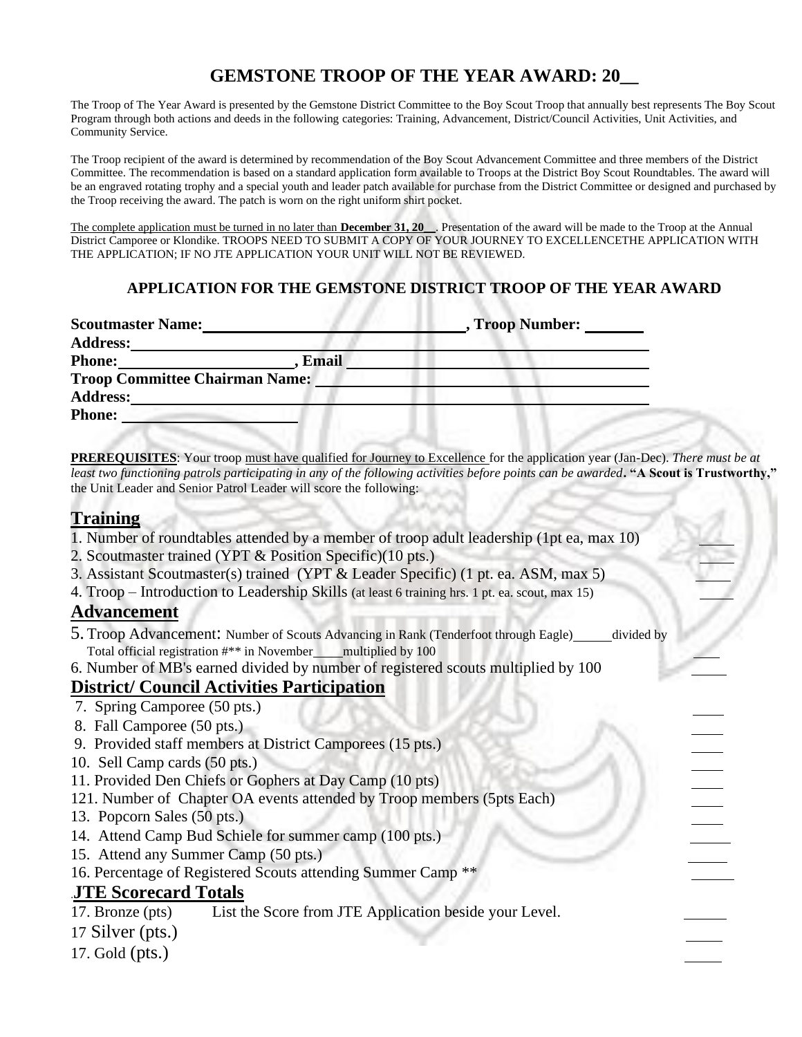# GEMSTONE TROOP OF THE YEAR AWARD: 20__

The Troop of The Year Award is presented by the Gemstone District Committee to the Boy Scout Troop that annually best represents The Boy Scout Program through both actions and deeds in the following categories: Training, Advancement, District/Council Activities, Unit Activities, and Community Service.

The Troop recipient of the award is determined by recommendation of the Boy Scout Advancement Committee and three members of the District Committee. The recommendation is based on a standard application form available to Troops at the District Boy Scout Roundtables. The award will be an engraved rotating trophy and a special youth and leader patch available for purchase from the District Committee or designed and purchased by the Troop receiving the award. The patch is worn on the right uniform shirt pocket.

The complete application must be turned in no later than **December 31, 20__**. Presentation of the award will be made to the Troop at the Annual District Camporee or Klondike. TROOPS NEED TO SUBMIT A COPY OF YOUR JOURNEY TO EXCELLENCETHE APPLICATION WITH THE APPLICATION; IF NO JTE APPLICATION YOUR UNIT WILL NOT BE REVIEWED.

## APPLICATION FOR THE GEMSTONE DISTRICT TROOP OF THE YEAR AWARD

**Scoutmaster Name:**________________________________, **Troop Number:** _______
**Address:**____________________________________________________________
**Phone:**_____________________, **Email** ______________________________________
**Troop Committee Chairman Name:** ______________________________________
**Address:**____________________________________________________________
**Phone:** _____________________

**PREREQUISITES**: Your troop must have qualified for Journey to Excellence for the application year (Jan-Dec). *There must be at least two functioning patrols participating in any of the following activities before points can be awarded*. **"A Scout is Trustworthy,"** the Unit Leader and Senior Patrol Leader will score the following:

## Training

1. Number of roundtables attended by a member of troop adult leadership (1pt ea, max 10) _____
2. Scoutmaster trained (YPT & Position Specific)(10 pts.) _____
3. Assistant Scoutmaster(s) trained (YPT & Leader Specific) (1 pt. ea. ASM, max 5) _____
4. Troop – Introduction to Leadership Skills (at least 6 training hrs. 1 pt. ea. scout, max 15) _____

## Advancement

5. Troop Advancement: Number of Scouts Advancing in Rank (Tenderfoot through Eagle)______divided by Total official registration #** in November_____multiplied by 100 ____
6. Number of MB's earned divided by number of registered scouts multiplied by 100 _____

## District/ Council Activities Participation

7. Spring Camporee (50 pts.) _____
8. Fall Camporee (50 pts.) _____
9. Provided staff members at District Camporees (15 pts.) _____
10. Sell Camp cards (50 pts.) _____
11. Provided Den Chiefs or Gophers at Day Camp (10 pts) _____
121. Number of Chapter OA events attended by Troop members (5pts Each) _____
13. Popcorn Sales (50 pts.) _____
14. Attend Camp Bud Schiele for summer camp (100 pts.) ______
15. Attend any Summer Camp (50 pts.) ______
16. Percentage of Registered Scouts attending Summer Camp ** ______

## JTE Scorecard Totals

17. Bronze (pts) List the Score from JTE Application beside your Level. ______
17 Silver (pts.) _____
17. Gold (pts.) _____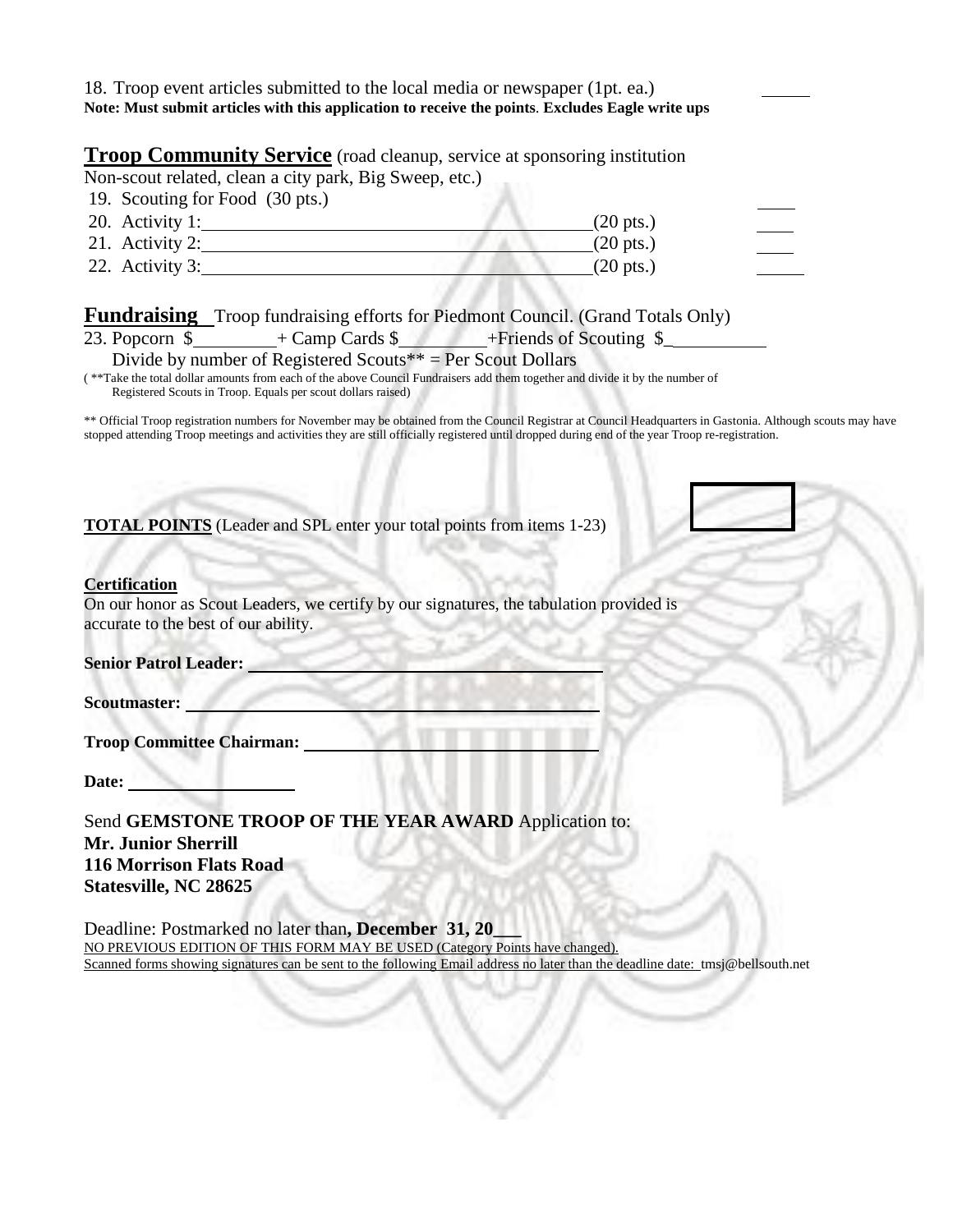18. Troop event articles submitted to the local media or newspaper (1pt. ea.) _____

**Note: Must submit articles with this application to receive the points**. **Excludes Eagle write ups**

**Troop Community Service** (road cleanup, service at sponsoring institution Non-scout related, clean a city park, Big Sweep, etc.)

19. Scouting for Food (30 pts.) ____
20. Activity 1:________________________________________(20 pts.) ____
21. Activity 2:________________________________________(20 pts.) ____
22. Activity 3:________________________________________(20 pts.) _____

**Fundraising** Troop fundraising efforts for Piedmont Council. (Grand Totals Only)

23. Popcorn $_________ + Camp Cards $_________ +Friends of Scouting $__________

Divide by number of Registered Scouts** = Per Scout Dollars

( **Take the total dollar amounts from each of the above Council Fundraisers add them together and divide it by the number of Registered Scouts in Troop. Equals per scout dollars raised)

** Official Troop registration numbers for November may be obtained from the Council Registrar at Council Headquarters in Gastonia. Although scouts may have stopped attending Troop meetings and activities they are still officially registered until dropped during end of the year Troop re-registration.

**TOTAL POINTS** (Leader and SPL enter your total points from items 1-23)

**Certification**

On our honor as Scout Leaders, we certify by our signatures, the tabulation provided is accurate to the best of our ability.

**Senior Patrol Leader:** ________________________________________

**Scoutmaster:** ________________________________________

**Troop Committee Chairman:** ________________________________

**Date:** __________________

Send **GEMSTONE TROOP OF THE YEAR AWARD** Application to:
**Mr. Junior Sherrill**
**116 Morrison Flats Road**
**Statesville, NC 28625**

Deadline: Postmarked no later than**, December 31, 20___**

NO PREVIOUS EDITION OF THIS FORM MAY BE USED (Category Points have changed).

Scanned forms showing signatures can be sent to the following Email address no later than the deadline date: tmsj@bellsouth.net